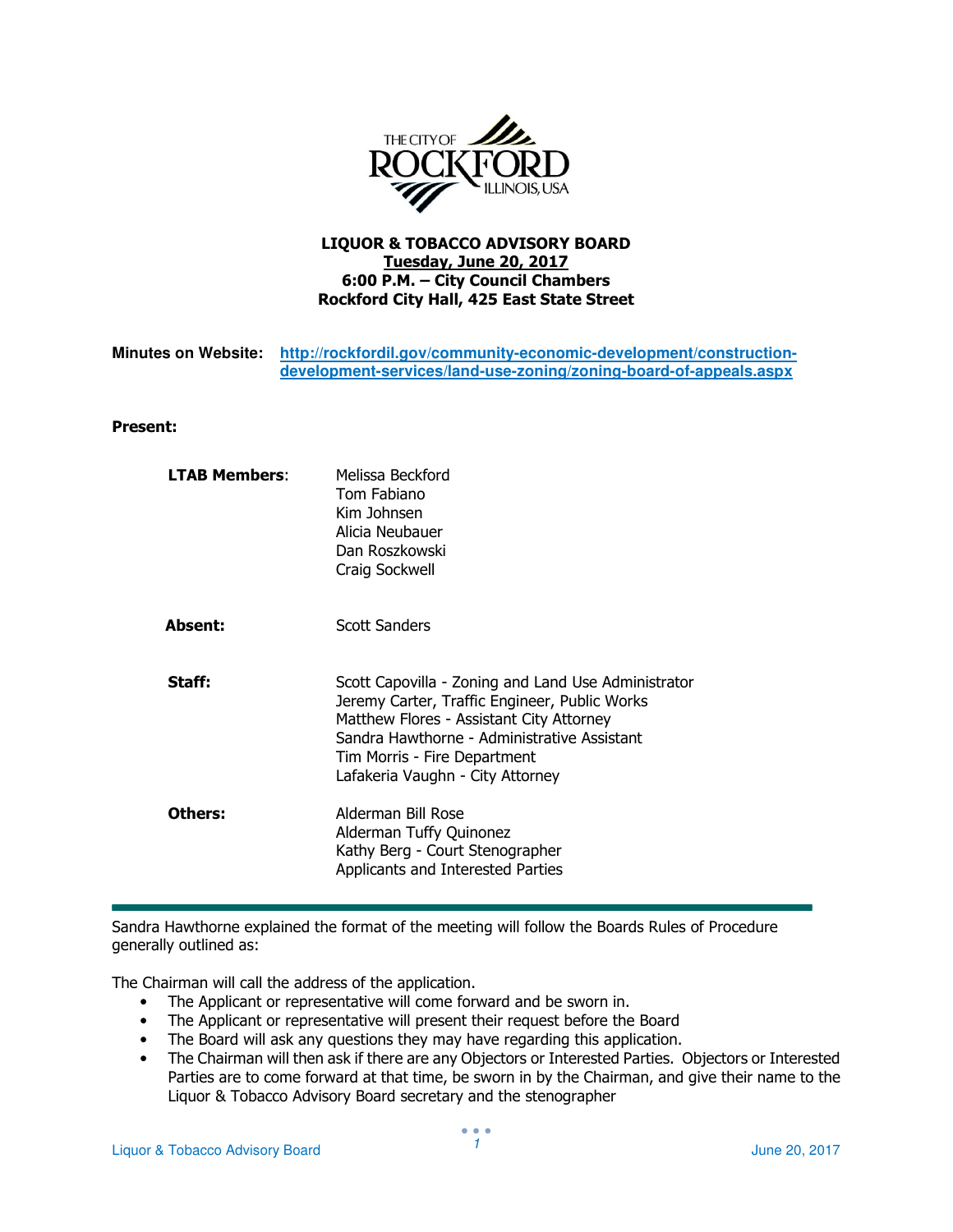**LIQUOR & TOBACCO ADVISORY BOARD**
**Tuesday, June 20, 2017**
**6:00 P.M. – City Council Chambers**
**Rockford City Hall, 425 East State Street**

**Minutes on Website:** http://rockfordil.gov/community-economic-development/construction-development-services/land-use-zoning/zoning-board-of-appeals.aspx

**Present:**

**LTAB Members**: Melissa Beckford
Tom Fabiano
Kim Johnsen
Alicia Neubauer
Dan Roszkowski
Craig Sockwell

**Absent:** Scott Sanders

**Staff:** Scott Capovilla - Zoning and Land Use Administrator
Jeremy Carter, Traffic Engineer, Public Works
Matthew Flores - Assistant City Attorney
Sandra Hawthorne - Administrative Assistant
Tim Morris - Fire Department
Lafakeria Vaughn - City Attorney

**Others:** Alderman Bill Rose
Alderman Tuffy Quinonez
Kathy Berg - Court Stenographer
Applicants and Interested Parties

---

Sandra Hawthorne explained the format of the meeting will follow the Boards Rules of Procedure generally outlined as:

The Chairman will call the address of the application.

- The Applicant or representative will come forward and be sworn in.
- The Applicant or representative will present their request before the Board
- The Board will ask any questions they may have regarding this application.
- The Chairman will then ask if there are any Objectors or Interested Parties. Objectors or Interested Parties are to come forward at that time, be sworn in by the Chairman, and give their name to the Liquor & Tobacco Advisory Board secretary and the stenographer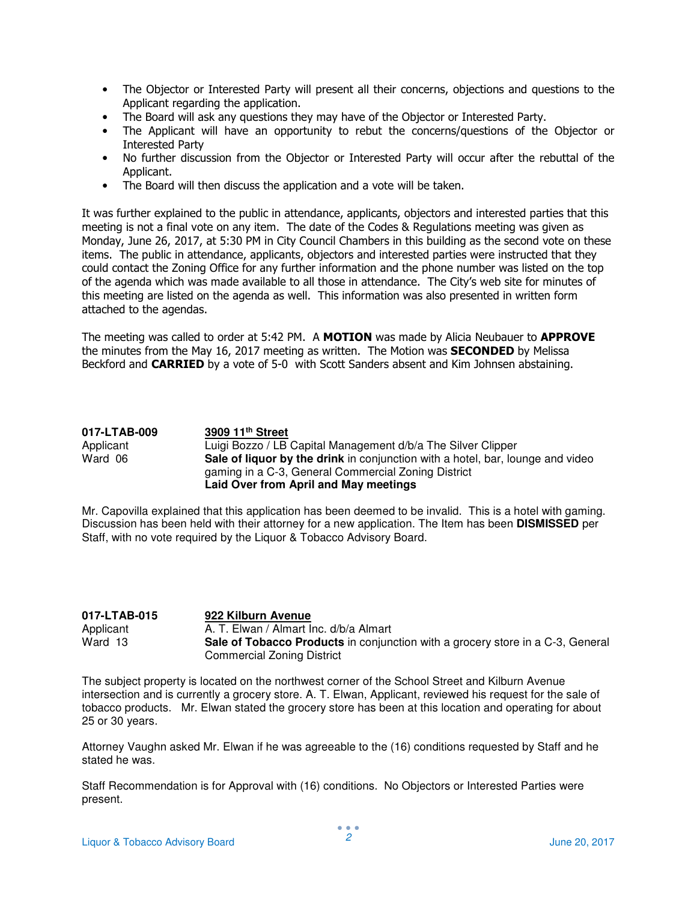- The Objector or Interested Party will present all their concerns, objections and questions to the Applicant regarding the application.
- The Board will ask any questions they may have of the Objector or Interested Party.
- The Applicant will have an opportunity to rebut the concerns/questions of the Objector or Interested Party
- No further discussion from the Objector or Interested Party will occur after the rebuttal of the Applicant.
- The Board will then discuss the application and a vote will be taken.

It was further explained to the public in attendance, applicants, objectors and interested parties that this meeting is not a final vote on any item. The date of the Codes & Regulations meeting was given as Monday, June 26, 2017, at 5:30 PM in City Council Chambers in this building as the second vote on these items. The public in attendance, applicants, objectors and interested parties were instructed that they could contact the Zoning Office for any further information and the phone number was listed on the top of the agenda which was made available to all those in attendance. The City's web site for minutes of this meeting are listed on the agenda as well. This information was also presented in written form attached to the agendas.

The meeting was called to order at 5:42 PM. A **MOTION** was made by Alicia Neubauer to **APPROVE** the minutes from the May 16, 2017 meeting as written. The Motion was **SECONDED** by Melissa Beckford and **CARRIED** by a vote of 5-0 with Scott Sanders absent and Kim Johnsen abstaining.

**017-LTAB-009** &nbsp;&nbsp; **3909 11th Street**
Applicant &nbsp;&nbsp; Luigi Bozzo / LB Capital Management d/b/a The Silver Clipper
Ward 06 &nbsp;&nbsp; **Sale of liquor by the drink** in conjunction with a hotel, bar, lounge and video gaming in a C-3, General Commercial Zoning District
**Laid Over from April and May meetings**

Mr. Capovilla explained that this application has been deemed to be invalid. This is a hotel with gaming. Discussion has been held with their attorney for a new application. The Item has been **DISMISSED** per Staff, with no vote required by the Liquor & Tobacco Advisory Board.

**017-LTAB-015** &nbsp;&nbsp; **922 Kilburn Avenue**
Applicant &nbsp;&nbsp; A. T. Elwan / Almart Inc. d/b/a Almart
Ward 13 &nbsp;&nbsp; **Sale of Tobacco Products** in conjunction with a grocery store in a C-3, General Commercial Zoning District

The subject property is located on the northwest corner of the School Street and Kilburn Avenue intersection and is currently a grocery store. A. T. Elwan, Applicant, reviewed his request for the sale of tobacco products. Mr. Elwan stated the grocery store has been at this location and operating for about 25 or 30 years.

Attorney Vaughn asked Mr. Elwan if he was agreeable to the (16) conditions requested by Staff and he stated he was.

Staff Recommendation is for Approval with (16) conditions. No Objectors or Interested Parties were present.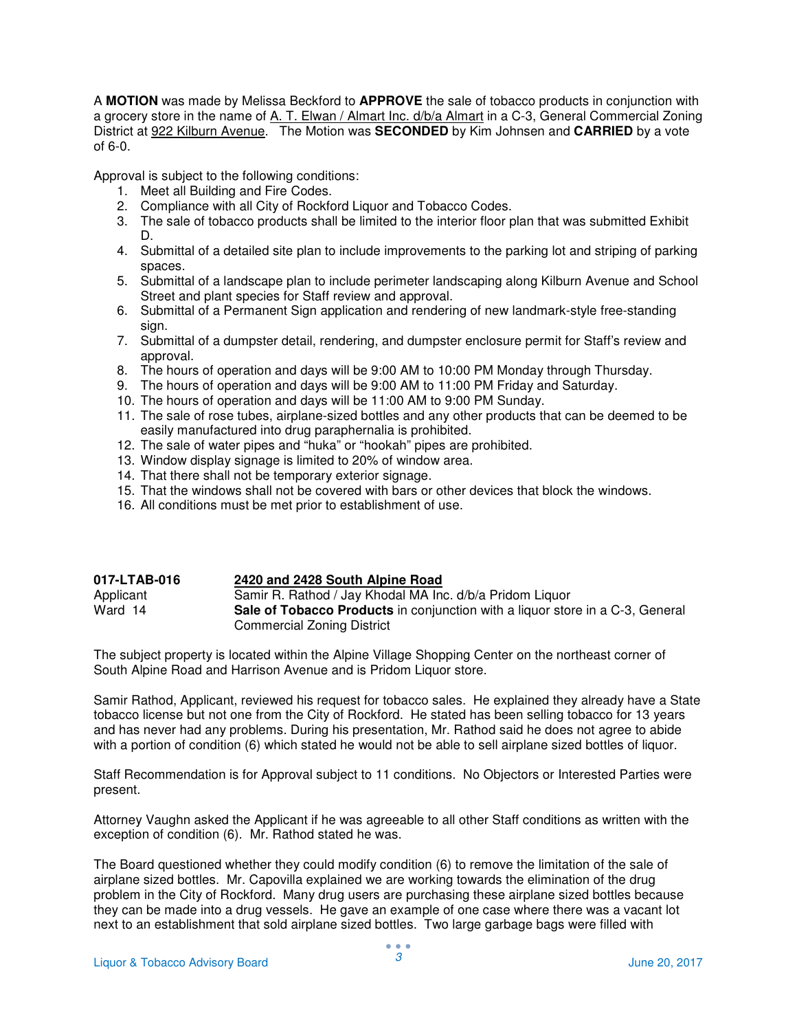A **MOTION** was made by Melissa Beckford to **APPROVE** the sale of tobacco products in conjunction with a grocery store in the name of A. T. Elwan / Almart Inc. d/b/a Almart in a C-3, General Commercial Zoning District at 922 Kilburn Avenue. The Motion was **SECONDED** by Kim Johnsen and **CARRIED** by a vote of 6-0.

Approval is subject to the following conditions:

1. Meet all Building and Fire Codes.
2. Compliance with all City of Rockford Liquor and Tobacco Codes.
3. The sale of tobacco products shall be limited to the interior floor plan that was submitted Exhibit D.
4. Submittal of a detailed site plan to include improvements to the parking lot and striping of parking spaces.
5. Submittal of a landscape plan to include perimeter landscaping along Kilburn Avenue and School Street and plant species for Staff review and approval.
6. Submittal of a Permanent Sign application and rendering of new landmark-style free-standing sign.
7. Submittal of a dumpster detail, rendering, and dumpster enclosure permit for Staff's review and approval.
8. The hours of operation and days will be 9:00 AM to 10:00 PM Monday through Thursday.
9. The hours of operation and days will be 9:00 AM to 11:00 PM Friday and Saturday.
10. The hours of operation and days will be 11:00 AM to 9:00 PM Sunday.
11. The sale of rose tubes, airplane-sized bottles and any other products that can be deemed to be easily manufactured into drug paraphernalia is prohibited.
12. The sale of water pipes and "huka" or "hookah" pipes are prohibited.
13. Window display signage is limited to 20% of window area.
14. That there shall not be temporary exterior signage.
15. That the windows shall not be covered with bars or other devices that block the windows.
16. All conditions must be met prior to establishment of use.

| | |
|---|---|
| **017-LTAB-016** | **2420 and 2428 South Alpine Road** |
| Applicant | Samir R. Rathod / Jay Khodal MA Inc. d/b/a Pridom Liquor |
| Ward 14 | **Sale of Tobacco Products** in conjunction with a liquor store in a C-3, General Commercial Zoning District |

The subject property is located within the Alpine Village Shopping Center on the northeast corner of South Alpine Road and Harrison Avenue and is Pridom Liquor store.

Samir Rathod, Applicant, reviewed his request for tobacco sales. He explained they already have a State tobacco license but not one from the City of Rockford. He stated has been selling tobacco for 13 years and has never had any problems. During his presentation, Mr. Rathod said he does not agree to abide with a portion of condition (6) which stated he would not be able to sell airplane sized bottles of liquor.

Staff Recommendation is for Approval subject to 11 conditions. No Objectors or Interested Parties were present.

Attorney Vaughn asked the Applicant if he was agreeable to all other Staff conditions as written with the exception of condition (6). Mr. Rathod stated he was.

The Board questioned whether they could modify condition (6) to remove the limitation of the sale of airplane sized bottles. Mr. Capovilla explained we are working towards the elimination of the drug problem in the City of Rockford. Many drug users are purchasing these airplane sized bottles because they can be made into a drug vessels. He gave an example of one case where there was a vacant lot next to an establishment that sold airplane sized bottles. Two large garbage bags were filled with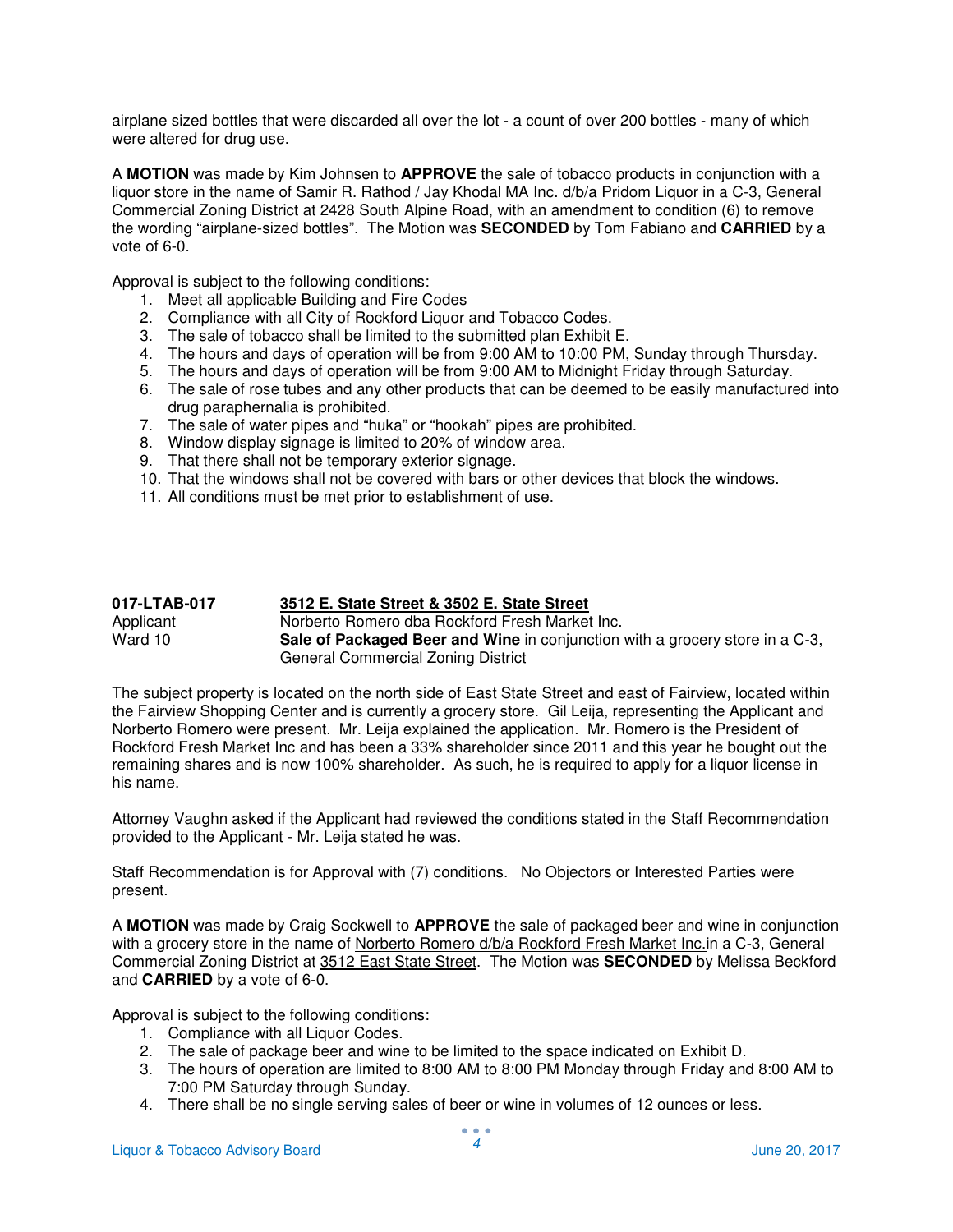airplane sized bottles that were discarded all over the lot - a count of over 200 bottles - many of which were altered for drug use.

A **MOTION** was made by Kim Johnsen to **APPROVE** the sale of tobacco products in conjunction with a liquor store in the name of Samir R. Rathod / Jay Khodal MA Inc. d/b/a Pridom Liquor in a C-3, General Commercial Zoning District at 2428 South Alpine Road, with an amendment to condition (6) to remove the wording "airplane-sized bottles". The Motion was **SECONDED** by Tom Fabiano and **CARRIED** by a vote of 6-0.

Approval is subject to the following conditions:

1. Meet all applicable Building and Fire Codes
2. Compliance with all City of Rockford Liquor and Tobacco Codes.
3. The sale of tobacco shall be limited to the submitted plan Exhibit E.
4. The hours and days of operation will be from 9:00 AM to 10:00 PM, Sunday through Thursday.
5. The hours and days of operation will be from 9:00 AM to Midnight Friday through Saturday.
6. The sale of rose tubes and any other products that can be deemed to be easily manufactured into drug paraphernalia is prohibited.
7. The sale of water pipes and "huka" or "hookah" pipes are prohibited.
8. Window display signage is limited to 20% of window area.
9. That there shall not be temporary exterior signage.
10. That the windows shall not be covered with bars or other devices that block the windows.
11. All conditions must be met prior to establishment of use.

**017-LTAB-017** — **3512 E. State Street & 3502 E. State Street**
Applicant — Norberto Romero dba Rockford Fresh Market Inc.
Ward 10 — **Sale of Packaged Beer and Wine** in conjunction with a grocery store in a C-3, General Commercial Zoning District

The subject property is located on the north side of East State Street and east of Fairview, located within the Fairview Shopping Center and is currently a grocery store. Gil Leija, representing the Applicant and Norberto Romero were present. Mr. Leija explained the application. Mr. Romero is the President of Rockford Fresh Market Inc and has been a 33% shareholder since 2011 and this year he bought out the remaining shares and is now 100% shareholder. As such, he is required to apply for a liquor license in his name.

Attorney Vaughn asked if the Applicant had reviewed the conditions stated in the Staff Recommendation provided to the Applicant - Mr. Leija stated he was.

Staff Recommendation is for Approval with (7) conditions. No Objectors or Interested Parties were present.

A **MOTION** was made by Craig Sockwell to **APPROVE** the sale of packaged beer and wine in conjunction with a grocery store in the name of Norberto Romero d/b/a Rockford Fresh Market Inc.in a C-3, General Commercial Zoning District at 3512 East State Street. The Motion was **SECONDED** by Melissa Beckford and **CARRIED** by a vote of 6-0.

Approval is subject to the following conditions:

1. Compliance with all Liquor Codes.
2. The sale of package beer and wine to be limited to the space indicated on Exhibit D.
3. The hours of operation are limited to 8:00 AM to 8:00 PM Monday through Friday and 8:00 AM to 7:00 PM Saturday through Sunday.
4. There shall be no single serving sales of beer or wine in volumes of 12 ounces or less.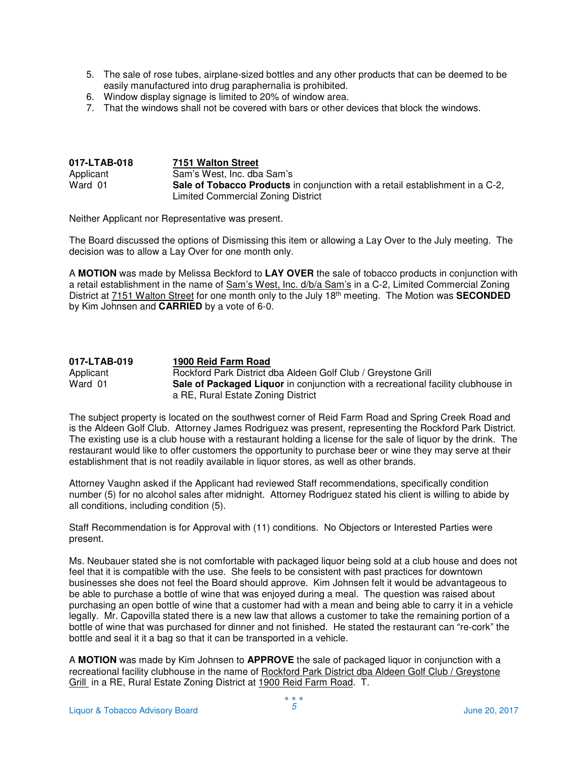5. The sale of rose tubes, airplane-sized bottles and any other products that can be deemed to be easily manufactured into drug paraphernalia is prohibited.
6. Window display signage is limited to 20% of window area.
7. That the windows shall not be covered with bars or other devices that block the windows.

**017-LTAB-018** **7151 Walton Street**
Applicant Sam's West, Inc. dba Sam's
Ward 01 **Sale of Tobacco Products** in conjunction with a retail establishment in a C-2, Limited Commercial Zoning District

Neither Applicant nor Representative was present.

The Board discussed the options of Dismissing this item or allowing a Lay Over to the July meeting. The decision was to allow a Lay Over for one month only.

A **MOTION** was made by Melissa Beckford to **LAY OVER** the sale of tobacco products in conjunction with a retail establishment in the name of Sam's West, Inc. d/b/a Sam's in a C-2, Limited Commercial Zoning District at 7151 Walton Street for one month only to the July 18th meeting. The Motion was **SECONDED** by Kim Johnsen and **CARRIED** by a vote of 6-0.

**017-LTAB-019** **1900 Reid Farm Road**
Applicant Rockford Park District dba Aldeen Golf Club / Greystone Grill
Ward 01 **Sale of Packaged Liquor** in conjunction with a recreational facility clubhouse in a RE, Rural Estate Zoning District

The subject property is located on the southwest corner of Reid Farm Road and Spring Creek Road and is the Aldeen Golf Club. Attorney James Rodriguez was present, representing the Rockford Park District. The existing use is a club house with a restaurant holding a license for the sale of liquor by the drink. The restaurant would like to offer customers the opportunity to purchase beer or wine they may serve at their establishment that is not readily available in liquor stores, as well as other brands.

Attorney Vaughn asked if the Applicant had reviewed Staff recommendations, specifically condition number (5) for no alcohol sales after midnight. Attorney Rodriguez stated his client is willing to abide by all conditions, including condition (5).

Staff Recommendation is for Approval with (11) conditions. No Objectors or Interested Parties were present.

Ms. Neubauer stated she is not comfortable with packaged liquor being sold at a club house and does not feel that it is compatible with the use. She feels to be consistent with past practices for downtown businesses she does not feel the Board should approve. Kim Johnsen felt it would be advantageous to be able to purchase a bottle of wine that was enjoyed during a meal. The question was raised about purchasing an open bottle of wine that a customer had with a mean and being able to carry it in a vehicle legally. Mr. Capovilla stated there is a new law that allows a customer to take the remaining portion of a bottle of wine that was purchased for dinner and not finished. He stated the restaurant can "re-cork" the bottle and seal it it a bag so that it can be transported in a vehicle.

A **MOTION** was made by Kim Johnsen to **APPROVE** the sale of packaged liquor in conjunction with a recreational facility clubhouse in the name of Rockford Park District dba Aldeen Golf Club / Greystone Grill in a RE, Rural Estate Zoning District at 1900 Reid Farm Road. T.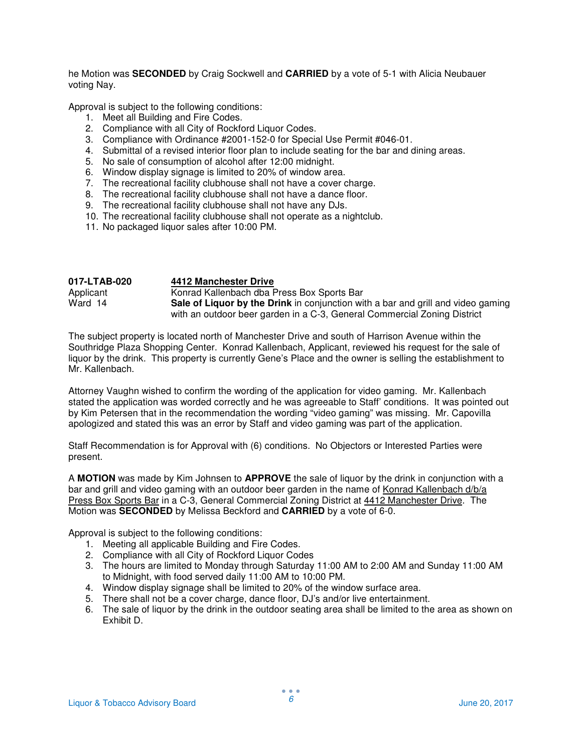he Motion was **SECONDED** by Craig Sockwell and **CARRIED** by a vote of 5-1 with Alicia Neubauer voting Nay.

Approval is subject to the following conditions:

1. Meet all Building and Fire Codes.
2. Compliance with all City of Rockford Liquor Codes.
3. Compliance with Ordinance #2001-152-0 for Special Use Permit #046-01.
4. Submittal of a revised interior floor plan to include seating for the bar and dining areas.
5. No sale of consumption of alcohol after 12:00 midnight.
6. Window display signage is limited to 20% of window area.
7. The recreational facility clubhouse shall not have a cover charge.
8. The recreational facility clubhouse shall not have a dance floor.
9. The recreational facility clubhouse shall not have any DJs.
10. The recreational facility clubhouse shall not operate as a nightclub.
11. No packaged liquor sales after 10:00 PM.

**017-LTAB-020** — **<u>4412 Manchester Drive</u>**
Applicant — Konrad Kallenbach dba Press Box Sports Bar
Ward 14 — **Sale of Liquor by the Drink** in conjunction with a bar and grill and video gaming with an outdoor beer garden in a C-3, General Commercial Zoning District

The subject property is located north of Manchester Drive and south of Harrison Avenue within the Southridge Plaza Shopping Center. Konrad Kallenbach, Applicant, reviewed his request for the sale of liquor by the drink. This property is currently Gene's Place and the owner is selling the establishment to Mr. Kallenbach.

Attorney Vaughn wished to confirm the wording of the application for video gaming. Mr. Kallenbach stated the application was worded correctly and he was agreeable to Staff' conditions. It was pointed out by Kim Petersen that in the recommendation the wording "video gaming" was missing. Mr. Capovilla apologized and stated this was an error by Staff and video gaming was part of the application.

Staff Recommendation is for Approval with (6) conditions. No Objectors or Interested Parties were present.

A **MOTION** was made by Kim Johnsen to **APPROVE** the sale of liquor by the drink in conjunction with a bar and grill and video gaming with an outdoor beer garden in the name of <u>Konrad Kallenbach d/b/a Press Box Sports Bar</u> in a C-3, General Commercial Zoning District at <u>4412 Manchester Drive</u>. The Motion was **SECONDED** by Melissa Beckford and **CARRIED** by a vote of 6-0.

Approval is subject to the following conditions:

1. Meeting all applicable Building and Fire Codes.
2. Compliance with all City of Rockford Liquor Codes
3. The hours are limited to Monday through Saturday 11:00 AM to 2:00 AM and Sunday 11:00 AM to Midnight, with food served daily 11:00 AM to 10:00 PM.
4. Window display signage shall be limited to 20% of the window surface area.
5. There shall not be a cover charge, dance floor, DJ's and/or live entertainment.
6. The sale of liquor by the drink in the outdoor seating area shall be limited to the area as shown on Exhibit D.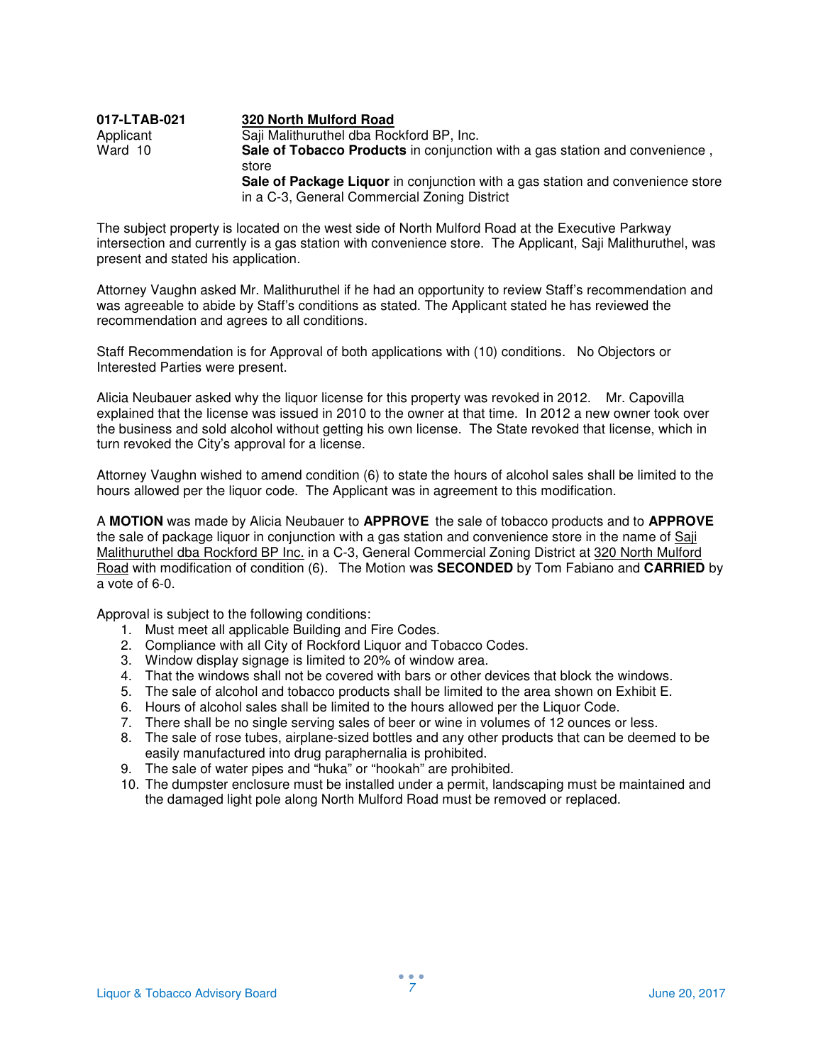**017-LTAB-021** | **320 North Mulford Road**
Applicant | Saji Malithuruthel dba Rockford BP, Inc.
Ward 10 | **Sale of Tobacco Products** in conjunction with a gas station and convenience , store
**Sale of Package Liquor** in conjunction with a gas station and convenience store in a C-3, General Commercial Zoning District

The subject property is located on the west side of North Mulford Road at the Executive Parkway intersection and currently is a gas station with convenience store. The Applicant, Saji Malithuruthel, was present and stated his application.

Attorney Vaughn asked Mr. Malithuruthel if he had an opportunity to review Staff's recommendation and was agreeable to abide by Staff's conditions as stated. The Applicant stated he has reviewed the recommendation and agrees to all conditions.

Staff Recommendation is for Approval of both applications with (10) conditions. No Objectors or Interested Parties were present.

Alicia Neubauer asked why the liquor license for this property was revoked in 2012. Mr. Capovilla explained that the license was issued in 2010 to the owner at that time. In 2012 a new owner took over the business and sold alcohol without getting his own license. The State revoked that license, which in turn revoked the City's approval for a license.

Attorney Vaughn wished to amend condition (6) to state the hours of alcohol sales shall be limited to the hours allowed per the liquor code. The Applicant was in agreement to this modification.

A **MOTION** was made by Alicia Neubauer to **APPROVE** the sale of tobacco products and to **APPROVE** the sale of package liquor in conjunction with a gas station and convenience store in the name of Saji Malithuruthel dba Rockford BP Inc. in a C-3, General Commercial Zoning District at 320 North Mulford Road with modification of condition (6). The Motion was **SECONDED** by Tom Fabiano and **CARRIED** by a vote of 6-0.

Approval is subject to the following conditions:

1. Must meet all applicable Building and Fire Codes.
2. Compliance with all City of Rockford Liquor and Tobacco Codes.
3. Window display signage is limited to 20% of window area.
4. That the windows shall not be covered with bars or other devices that block the windows.
5. The sale of alcohol and tobacco products shall be limited to the area shown on Exhibit E.
6. Hours of alcohol sales shall be limited to the hours allowed per the Liquor Code.
7. There shall be no single serving sales of beer or wine in volumes of 12 ounces or less.
8. The sale of rose tubes, airplane-sized bottles and any other products that can be deemed to be easily manufactured into drug paraphernalia is prohibited.
9. The sale of water pipes and "huka" or "hookah" are prohibited.
10. The dumpster enclosure must be installed under a permit, landscaping must be maintained and the damaged light pole along North Mulford Road must be removed or replaced.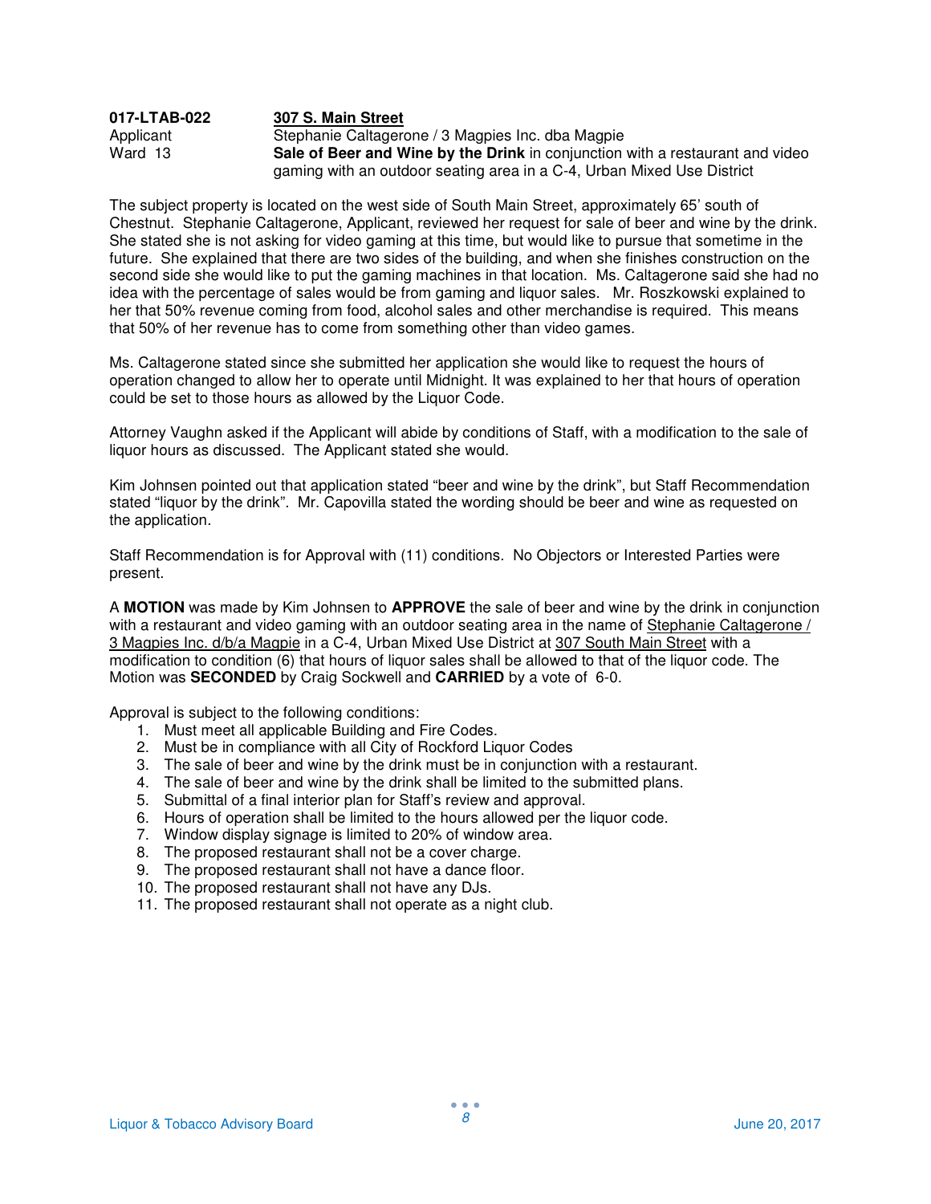**017-LTAB-022** **307 S. Main Street**
Applicant Stephanie Caltagerone / 3 Magpies Inc. dba Magpie
Ward 13 **Sale of Beer and Wine by the Drink** in conjunction with a restaurant and video gaming with an outdoor seating area in a C-4, Urban Mixed Use District

The subject property is located on the west side of South Main Street, approximately 65' south of Chestnut. Stephanie Caltagerone, Applicant, reviewed her request for sale of beer and wine by the drink. She stated she is not asking for video gaming at this time, but would like to pursue that sometime in the future. She explained that there are two sides of the building, and when she finishes construction on the second side she would like to put the gaming machines in that location. Ms. Caltagerone said she had no idea with the percentage of sales would be from gaming and liquor sales. Mr. Roszkowski explained to her that 50% revenue coming from food, alcohol sales and other merchandise is required. This means that 50% of her revenue has to come from something other than video games.

Ms. Caltagerone stated since she submitted her application she would like to request the hours of operation changed to allow her to operate until Midnight. It was explained to her that hours of operation could be set to those hours as allowed by the Liquor Code.

Attorney Vaughn asked if the Applicant will abide by conditions of Staff, with a modification to the sale of liquor hours as discussed. The Applicant stated she would.

Kim Johnsen pointed out that application stated "beer and wine by the drink", but Staff Recommendation stated "liquor by the drink". Mr. Capovilla stated the wording should be beer and wine as requested on the application.

Staff Recommendation is for Approval with (11) conditions. No Objectors or Interested Parties were present.

A **MOTION** was made by Kim Johnsen to **APPROVE** the sale of beer and wine by the drink in conjunction with a restaurant and video gaming with an outdoor seating area in the name of Stephanie Caltagerone / 3 Magpies Inc. d/b/a Magpie in a C-4, Urban Mixed Use District at 307 South Main Street with a modification to condition (6) that hours of liquor sales shall be allowed to that of the liquor code. The Motion was **SECONDED** by Craig Sockwell and **CARRIED** by a vote of 6-0.

Approval is subject to the following conditions:

1. Must meet all applicable Building and Fire Codes.
2. Must be in compliance with all City of Rockford Liquor Codes
3. The sale of beer and wine by the drink must be in conjunction with a restaurant.
4. The sale of beer and wine by the drink shall be limited to the submitted plans.
5. Submittal of a final interior plan for Staff's review and approval.
6. Hours of operation shall be limited to the hours allowed per the liquor code.
7. Window display signage is limited to 20% of window area.
8. The proposed restaurant shall not be a cover charge.
9. The proposed restaurant shall not have a dance floor.
10. The proposed restaurant shall not have any DJs.
11. The proposed restaurant shall not operate as a night club.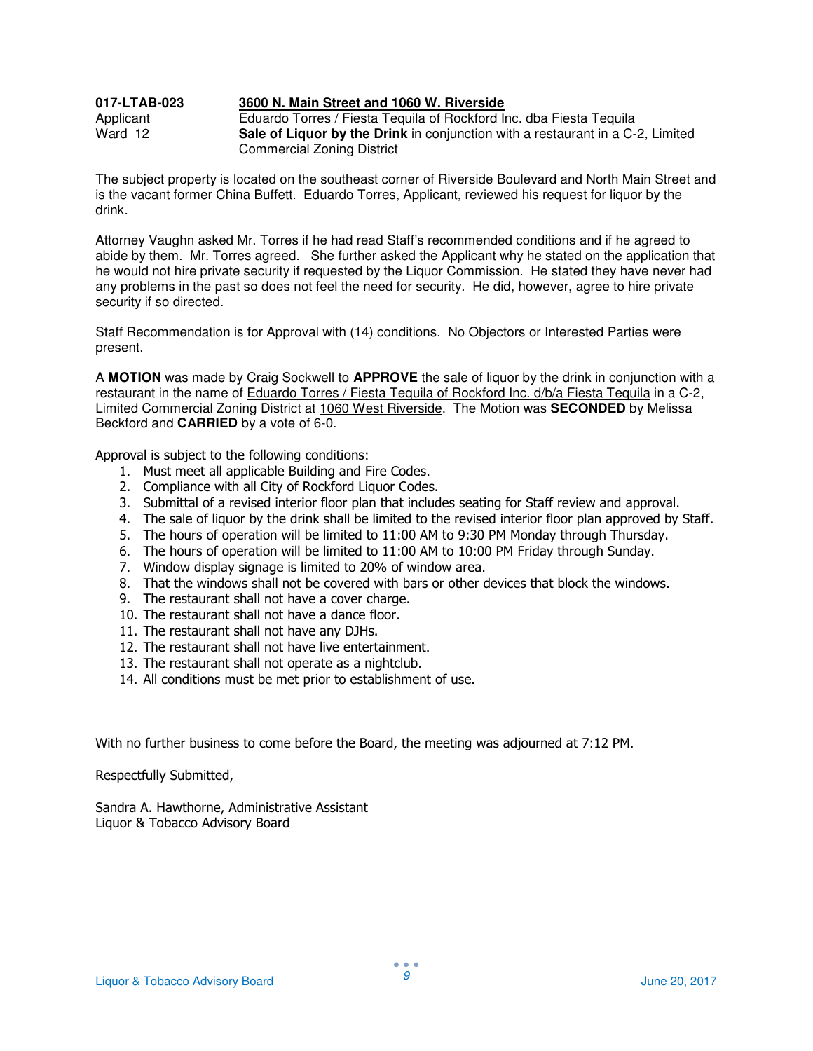**017-LTAB-023** **<u>3600 N. Main Street and 1060 W. Riverside</u>**
Applicant Eduardo Torres / Fiesta Tequila of Rockford Inc. dba Fiesta Tequila
Ward 12 **Sale of Liquor by the Drink** in conjunction with a restaurant in a C-2, Limited Commercial Zoning District

The subject property is located on the southeast corner of Riverside Boulevard and North Main Street and is the vacant former China Buffett. Eduardo Torres, Applicant, reviewed his request for liquor by the drink.

Attorney Vaughn asked Mr. Torres if he had read Staff's recommended conditions and if he agreed to abide by them. Mr. Torres agreed. She further asked the Applicant why he stated on the application that he would not hire private security if requested by the Liquor Commission. He stated they have never had any problems in the past so does not feel the need for security. He did, however, agree to hire private security if so directed.

Staff Recommendation is for Approval with (14) conditions. No Objectors or Interested Parties were present.

A **MOTION** was made by Craig Sockwell to **APPROVE** the sale of liquor by the drink in conjunction with a restaurant in the name of <u>Eduardo Torres / Fiesta Tequila of Rockford Inc. d/b/a Fiesta Tequila</u> in a C-2, Limited Commercial Zoning District at <u>1060 West Riverside</u>. The Motion was **SECONDED** by Melissa Beckford and **CARRIED** by a vote of 6-0.

Approval is subject to the following conditions:

1. Must meet all applicable Building and Fire Codes.
2. Compliance with all City of Rockford Liquor Codes.
3. Submittal of a revised interior floor plan that includes seating for Staff review and approval.
4. The sale of liquor by the drink shall be limited to the revised interior floor plan approved by Staff.
5. The hours of operation will be limited to 11:00 AM to 9:30 PM Monday through Thursday.
6. The hours of operation will be limited to 11:00 AM to 10:00 PM Friday through Sunday.
7. Window display signage is limited to 20% of window area.
8. That the windows shall not be covered with bars or other devices that block the windows.
9. The restaurant shall not have a cover charge.
10. The restaurant shall not have a dance floor.
11. The restaurant shall not have any DJHs.
12. The restaurant shall not have live entertainment.
13. The restaurant shall not operate as a nightclub.
14. All conditions must be met prior to establishment of use.

With no further business to come before the Board, the meeting was adjourned at 7:12 PM.

Respectfully Submitted,

Sandra A. Hawthorne, Administrative Assistant
Liquor & Tobacco Advisory Board